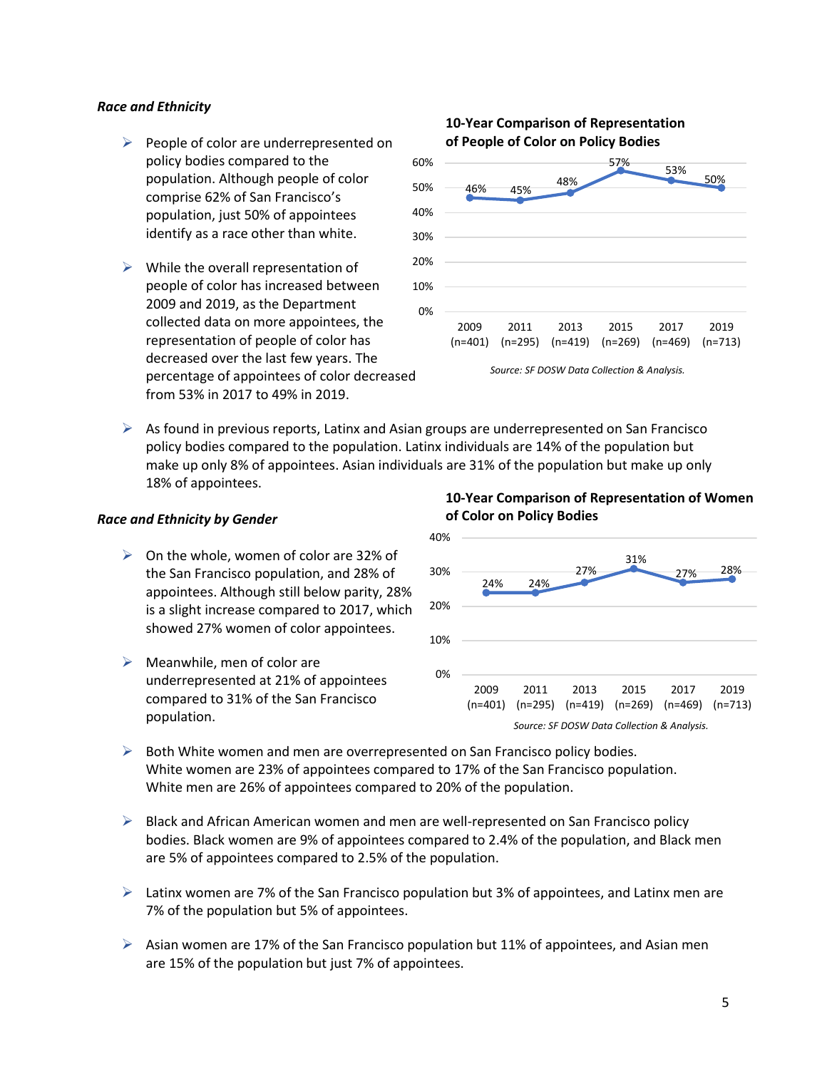### *Race and Ethnicity*

- People of color are underrepresented on policy bodies compared to the population. Although people of color comprise 62% of San Francisco's population, just 50% of appointees identify as a race other than white.
- While the overall representation of people of color has increased between 2009 and 2019, as the Department collected data on more appointees, the representation of people of color has decreased over the last few years. The percentage of appointees of color decreased from 53% in 2017 to 49% in 2019.

**10-Year Comparison of Representation of People of Color on Policy Bodies**

| Year | 2009 (n=401) | 2011 (n=295) | 2013 (n=419) | 2015 (n=269) | 2017 (n=469) | 2019 (n=713) |
|---|---|---|---|---|---|---|
| People of Color | 46% | 45% | 48% | 57% | 53% | 50% |

*Source: SF DOSW Data Collection & Analysis.*

- As found in previous reports, Latinx and Asian groups are underrepresented on San Francisco policy bodies compared to the population. Latinx individuals are 14% of the population but make up only 8% of appointees. Asian individuals are 31% of the population but make up only 18% of appointees.

### *Race and Ethnicity by Gender*

- On the whole, women of color are 32% of the San Francisco population, and 28% of appointees. Although still below parity, 28% is a slight increase compared to 2017, which showed 27% women of color appointees.
- Meanwhile, men of color are underrepresented at 21% of appointees compared to 31% of the San Francisco population.

**10-Year Comparison of Representation of Women of Color on Policy Bodies**

| Year | 2009 (n=401) | 2011 (n=295) | 2013 (n=419) | 2015 (n=269) | 2017 (n=469) | 2019 (n=713) |
|---|---|---|---|---|---|---|
| Women of Color | 24% | 24% | 27% | 31% | 27% | 28% |

*Source: SF DOSW Data Collection & Analysis.*

- Both White women and men are overrepresented on San Francisco policy bodies. White women are 23% of appointees compared to 17% of the San Francisco population. White men are 26% of appointees compared to 20% of the population.
- Black and African American women and men are well-represented on San Francisco policy bodies. Black women are 9% of appointees compared to 2.4% of the population, and Black men are 5% of appointees compared to 2.5% of the population.
- Latinx women are 7% of the San Francisco population but 3% of appointees, and Latinx men are 7% of the population but 5% of appointees.
- Asian women are 17% of the San Francisco population but 11% of appointees, and Asian men are 15% of the population but just 7% of appointees.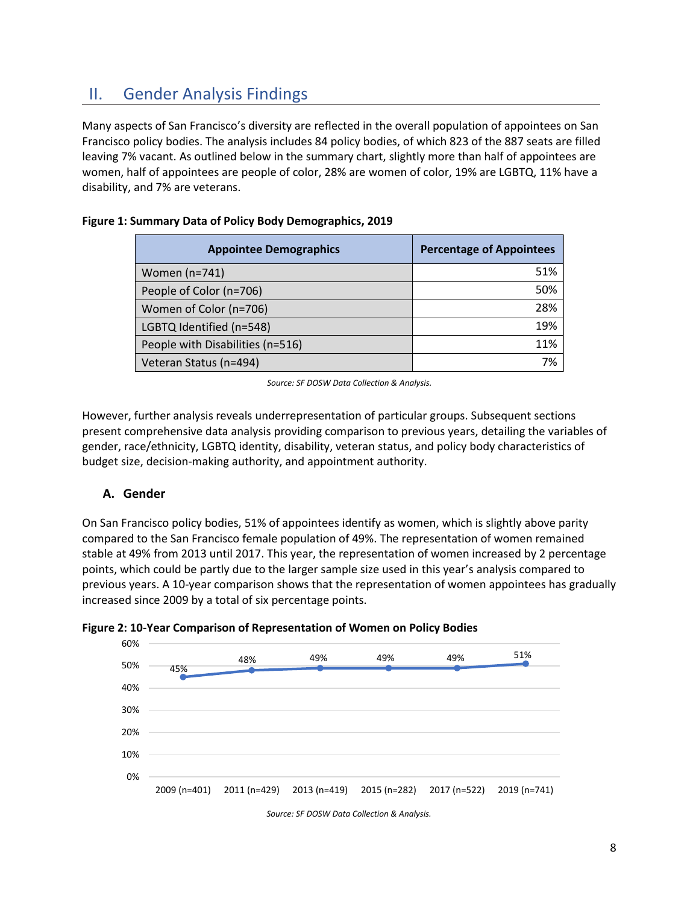## II. Gender Analysis Findings

Many aspects of San Francisco's diversity are reflected in the overall population of appointees on San Francisco policy bodies. The analysis includes 84 policy bodies, of which 823 of the 887 seats are filled leaving 7% vacant. As outlined below in the summary chart, slightly more than half of appointees are women, half of appointees are people of color, 28% are women of color, 19% are LGBTQ, 11% have a disability, and 7% are veterans.

**Figure 1: Summary Data of Policy Body Demographics, 2019**

| Appointee Demographics | Percentage of Appointees |
| --- | --- |
| Women (n=741) | 51% |
| People of Color (n=706) | 50% |
| Women of Color (n=706) | 28% |
| LGBTQ Identified (n=548) | 19% |
| People with Disabilities (n=516) | 11% |
| Veteran Status (n=494) | 7% |

*Source: SF DOSW Data Collection & Analysis.*

However, further analysis reveals underrepresentation of particular groups. Subsequent sections present comprehensive data analysis providing comparison to previous years, detailing the variables of gender, race/ethnicity, LGBTQ identity, disability, veteran status, and policy body characteristics of budget size, decision-making authority, and appointment authority.

### A. Gender

On San Francisco policy bodies, 51% of appointees identify as women, which is slightly above parity compared to the San Francisco female population of 49%. The representation of women remained stable at 49% from 2013 until 2017. This year, the representation of women increased by 2 percentage points, which could be partly due to the larger sample size used in this year's analysis compared to previous years. A 10-year comparison shows that the representation of women appointees has gradually increased since 2009 by a total of six percentage points.

**Figure 2: 10-Year Comparison of Representation of Women on Policy Bodies**

| Year | Representation of Women |
| --- | --- |
| 2009 (n=401) | 45% |
| 2011 (n=429) | 48% |
| 2013 (n=419) | 49% |
| 2015 (n=282) | 49% |
| 2017 (n=522) | 49% |
| 2019 (n=741) | 51% |

*Source: SF DOSW Data Collection & Analysis.*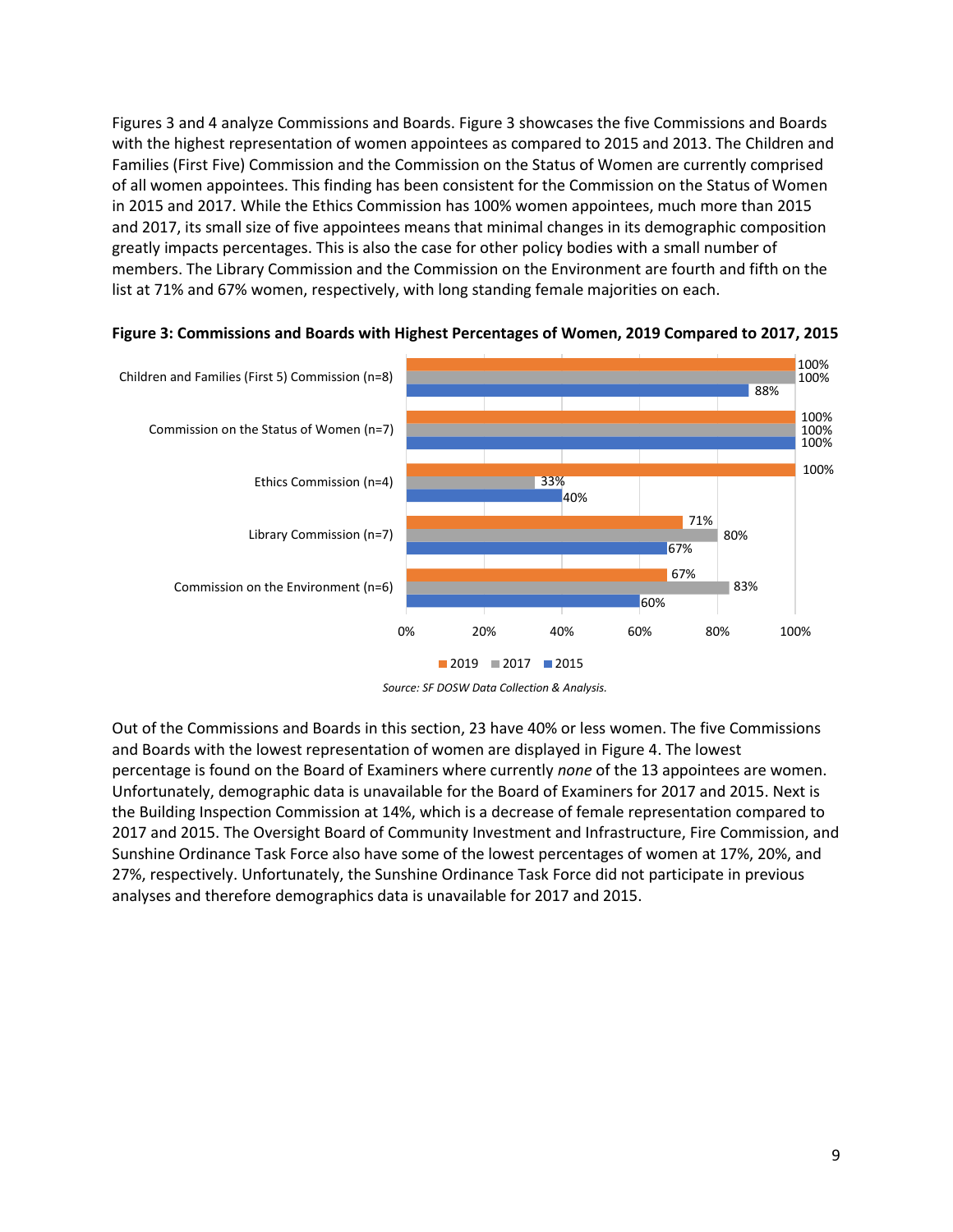Figures 3 and 4 analyze Commissions and Boards. Figure 3 showcases the five Commissions and Boards with the highest representation of women appointees as compared to 2015 and 2013. The Children and Families (First Five) Commission and the Commission on the Status of Women are currently comprised of all women appointees. This finding has been consistent for the Commission on the Status of Women in 2015 and 2017. While the Ethics Commission has 100% women appointees, much more than 2015 and 2017, its small size of five appointees means that minimal changes in its demographic composition greatly impacts percentages. This is also the case for other policy bodies with a small number of members. The Library Commission and the Commission on the Environment are fourth and fifth on the list at 71% and 67% women, respectively, with long standing female majorities on each.

**Figure 3: Commissions and Boards with Highest Percentages of Women, 2019 Compared to 2017, 2015**

| Commission/Board | 2019 | 2017 | 2015 |
|---|---|---|---|
| Children and Families (First 5) Commission (n=8) | 100% | 100% | 88% |
| Commission on the Status of Women (n=7) | 100% | 100% | 100% |
| Ethics Commission (n=4) | 100% | 33% | 40% |
| Library Commission (n=7) | 71% | 80% | 67% |
| Commission on the Environment (n=6) | 67% | 83% | 60% |

*Source: SF DOSW Data Collection & Analysis.*

Out of the Commissions and Boards in this section, 23 have 40% or less women. The five Commissions and Boards with the lowest representation of women are displayed in Figure 4. The lowest percentage is found on the Board of Examiners where currently *none* of the 13 appointees are women. Unfortunately, demographic data is unavailable for the Board of Examiners for 2017 and 2015. Next is the Building Inspection Commission at 14%, which is a decrease of female representation compared to 2017 and 2015. The Oversight Board of Community Investment and Infrastructure, Fire Commission, and Sunshine Ordinance Task Force also have some of the lowest percentages of women at 17%, 20%, and 27%, respectively. Unfortunately, the Sunshine Ordinance Task Force did not participate in previous analyses and therefore demographics data is unavailable for 2017 and 2015.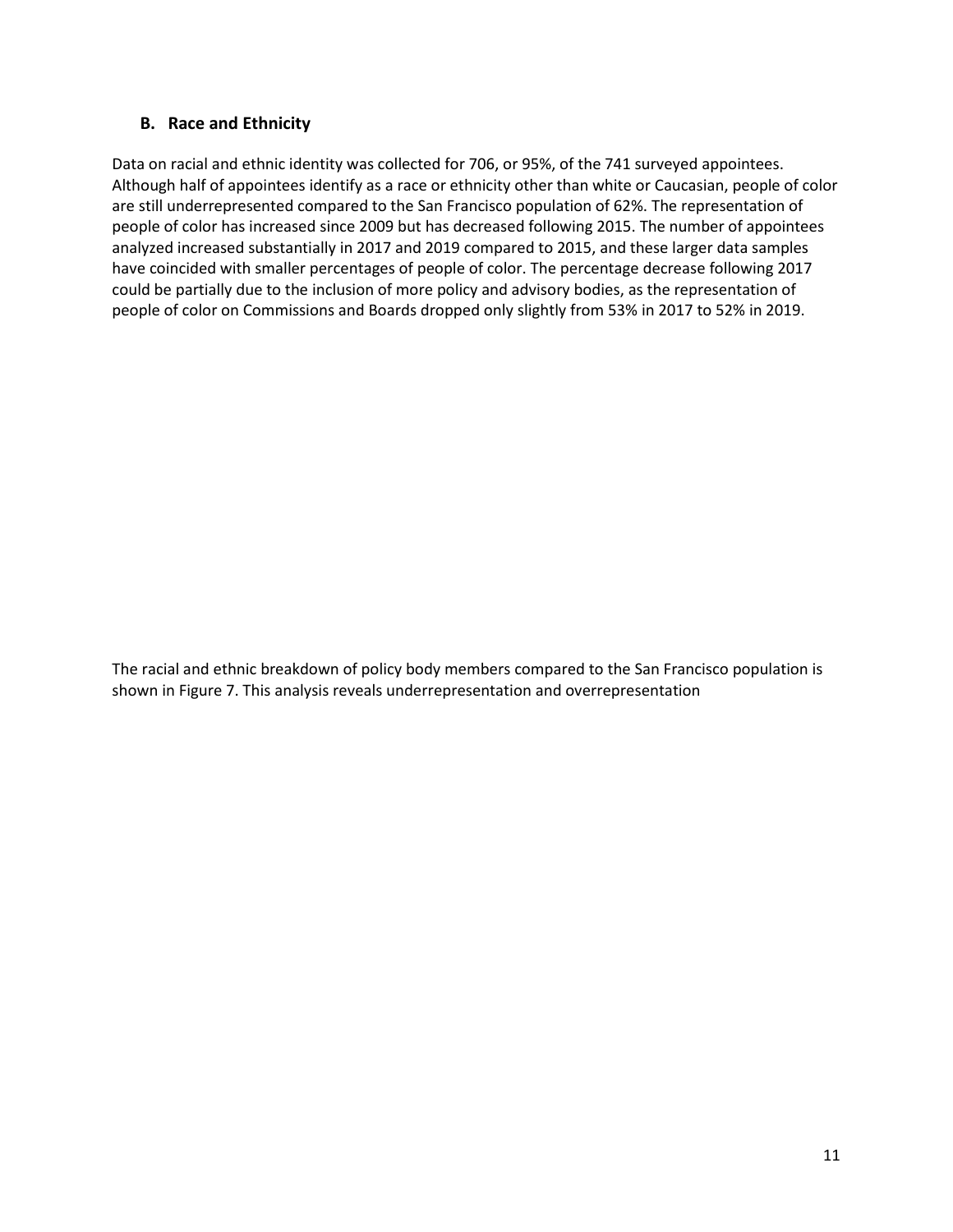### B. Race and Ethnicity

Data on racial and ethnic identity was collected for 706, or 95%, of the 741 surveyed appointees. Although half of appointees identify as a race or ethnicity other than white or Caucasian, people of color are still underrepresented compared to the San Francisco population of 62%. The representation of people of color has increased since 2009 but has decreased following 2015. The number of appointees analyzed increased substantially in 2017 and 2019 compared to 2015, and these larger data samples have coincided with smaller percentages of people of color. The percentage decrease following 2017 could be partially due to the inclusion of more policy and advisory bodies, as the representation of people of color on Commissions and Boards dropped only slightly from 53% in 2017 to 52% in 2019.

The racial and ethnic breakdown of policy body members compared to the San Francisco population is shown in Figure 7. This analysis reveals underrepresentation and overrepresentation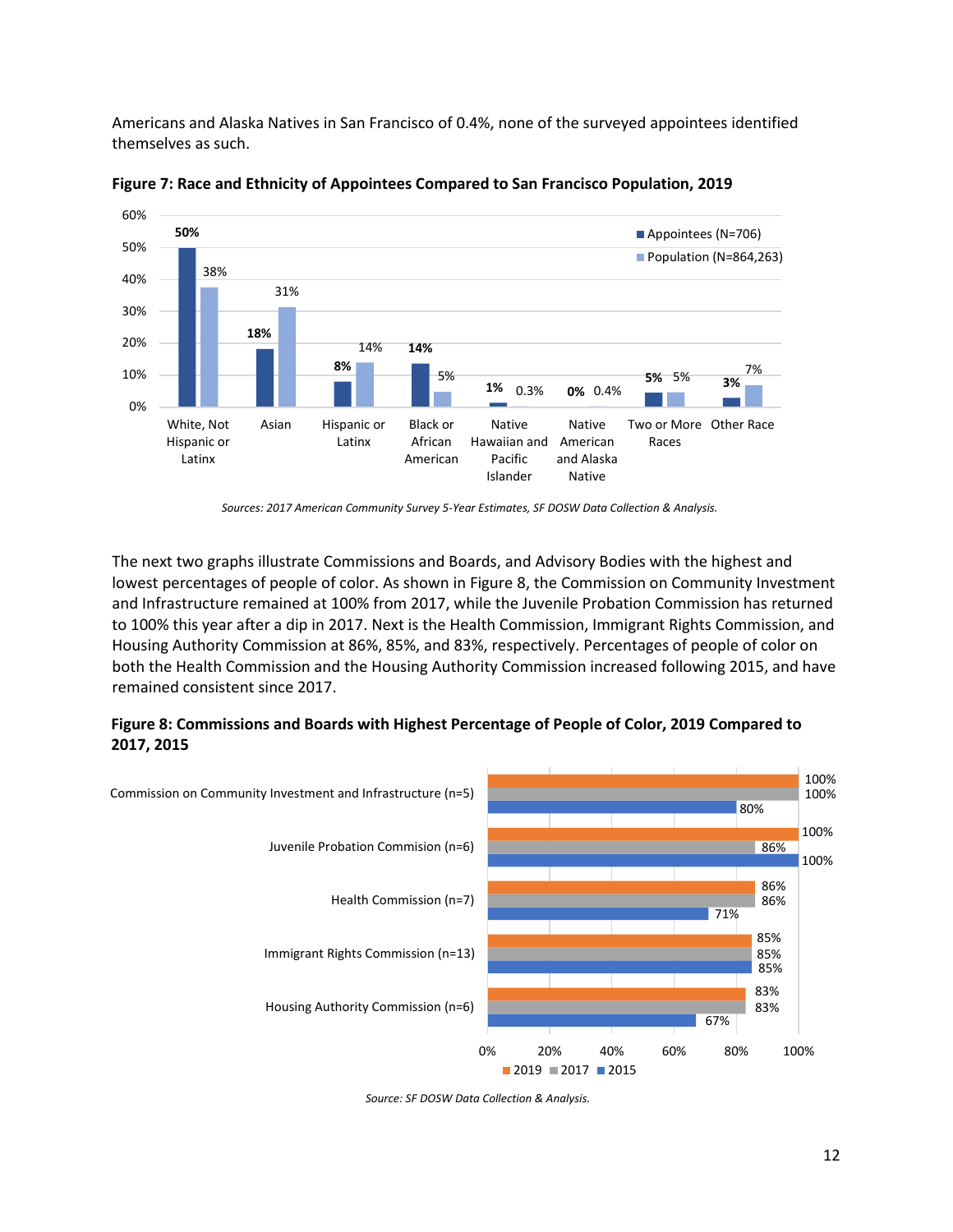Americans and Alaska Natives in San Francisco of 0.4%, none of the surveyed appointees identified themselves as such.

**Figure 7: Race and Ethnicity of Appointees Compared to San Francisco Population, 2019**

| Race/Ethnicity | Appointees (N=706) | Population (N=864,263) |
|---|---|---|
| White, Not Hispanic or Latinx | 50% | 38% |
| Asian | 18% | 31% |
| Hispanic or Latinx | 8% | 14% |
| Black or African American | 14% | 5% |
| Native Hawaiian and Pacific Islander | 1% | 0.3% |
| Native American and Alaska Native | 0% | 0.4% |
| Two or More Races | 5% | 5% |
| Other Race | 3% | 7% |

*Sources: 2017 American Community Survey 5-Year Estimates, SF DOSW Data Collection & Analysis.*

The next two graphs illustrate Commissions and Boards, and Advisory Bodies with the highest and lowest percentages of people of color. As shown in Figure 8, the Commission on Community Investment and Infrastructure remained at 100% from 2017, while the Juvenile Probation Commission has returned to 100% this year after a dip in 2017. Next is the Health Commission, Immigrant Rights Commission, and Housing Authority Commission at 86%, 85%, and 83%, respectively. Percentages of people of color on both the Health Commission and the Housing Authority Commission increased following 2015, and have remained consistent since 2017.

**Figure 8: Commissions and Boards with Highest Percentage of People of Color, 2019 Compared to 2017, 2015**

| Commission/Board | 2019 | 2017 | 2015 |
|---|---|---|---|
| Commission on Community Investment and Infrastructure (n=5) | 100% | 100% | 80% |
| Juvenile Probation Commision (n=6) | 100% | 86% | 100% |
| Health Commission (n=7) | 86% | 86% | 71% |
| Immigrant Rights Commission (n=13) | 85% | 85% | 85% |
| Housing Authority Commission (n=6) | 83% | 83% | 67% |

*Source: SF DOSW Data Collection & Analysis.*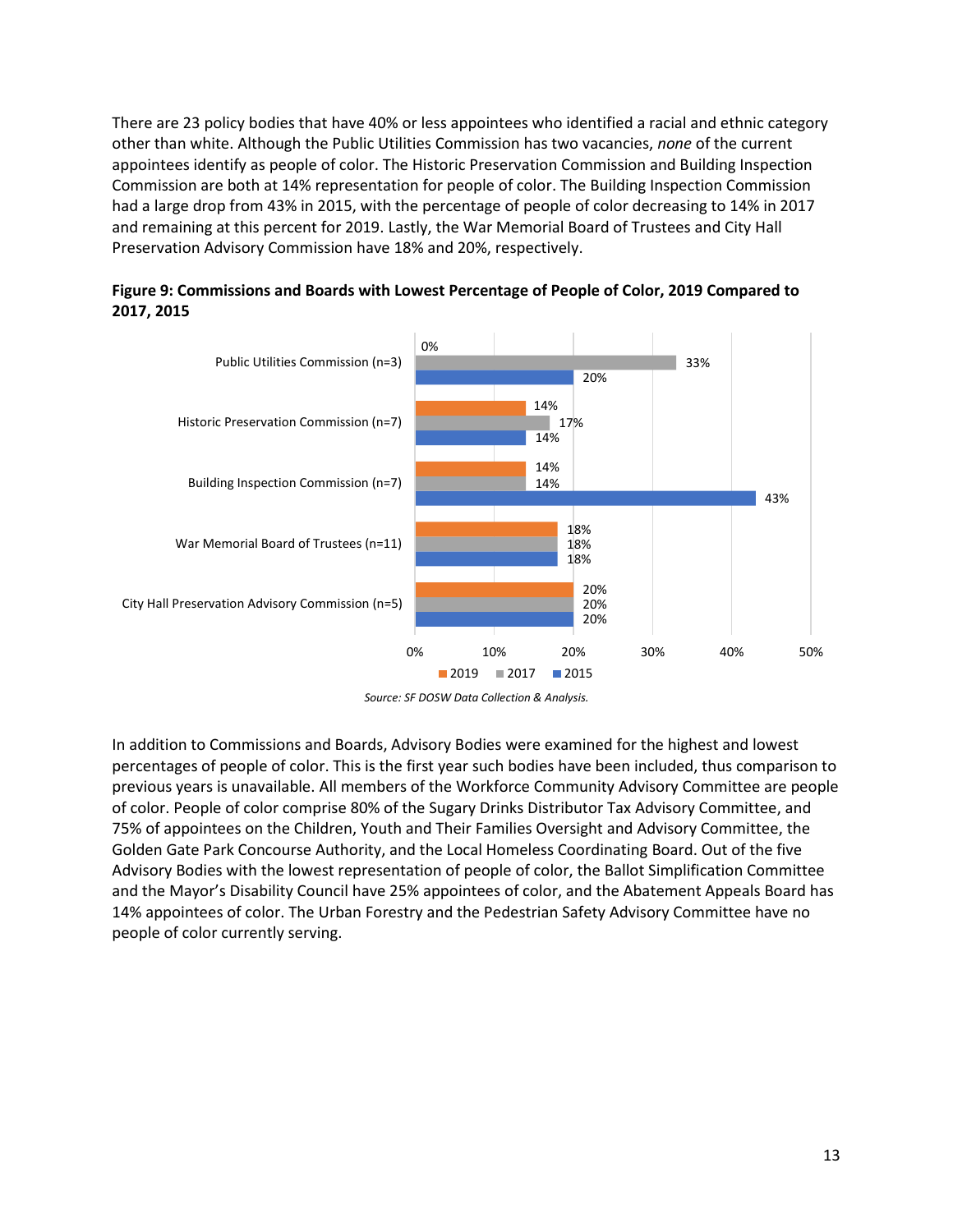There are 23 policy bodies that have 40% or less appointees who identified a racial and ethnic category other than white. Although the Public Utilities Commission has two vacancies, *none* of the current appointees identify as people of color. The Historic Preservation Commission and Building Inspection Commission are both at 14% representation for people of color. The Building Inspection Commission had a large drop from 43% in 2015, with the percentage of people of color decreasing to 14% in 2017 and remaining at this percent for 2019. Lastly, the War Memorial Board of Trustees and City Hall Preservation Advisory Commission have 18% and 20%, respectively.

**Figure 9: Commissions and Boards with Lowest Percentage of People of Color, 2019 Compared to 2017, 2015**

| Commission/Board | 2019 | 2017 | 2015 |
|---|---|---|---|
| Public Utilities Commission (n=3) | 0% | 33% | 20% |
| Historic Preservation Commission (n=7) | 14% | 17% | 14% |
| Building Inspection Commission (n=7) | 14% | 14% | 43% |
| War Memorial Board of Trustees (n=11) | 18% | 18% | 18% |
| City Hall Preservation Advisory Commission (n=5) | 20% | 20% | 20% |

*Source: SF DOSW Data Collection & Analysis.*

In addition to Commissions and Boards, Advisory Bodies were examined for the highest and lowest percentages of people of color. This is the first year such bodies have been included, thus comparison to previous years is unavailable. All members of the Workforce Community Advisory Committee are people of color. People of color comprise 80% of the Sugary Drinks Distributor Tax Advisory Committee, and 75% of appointees on the Children, Youth and Their Families Oversight and Advisory Committee, the Golden Gate Park Concourse Authority, and the Local Homeless Coordinating Board. Out of the five Advisory Bodies with the lowest representation of people of color, the Ballot Simplification Committee and the Mayor's Disability Council have 25% appointees of color, and the Abatement Appeals Board has 14% appointees of color. The Urban Forestry and the Pedestrian Safety Advisory Committee have no people of color currently serving.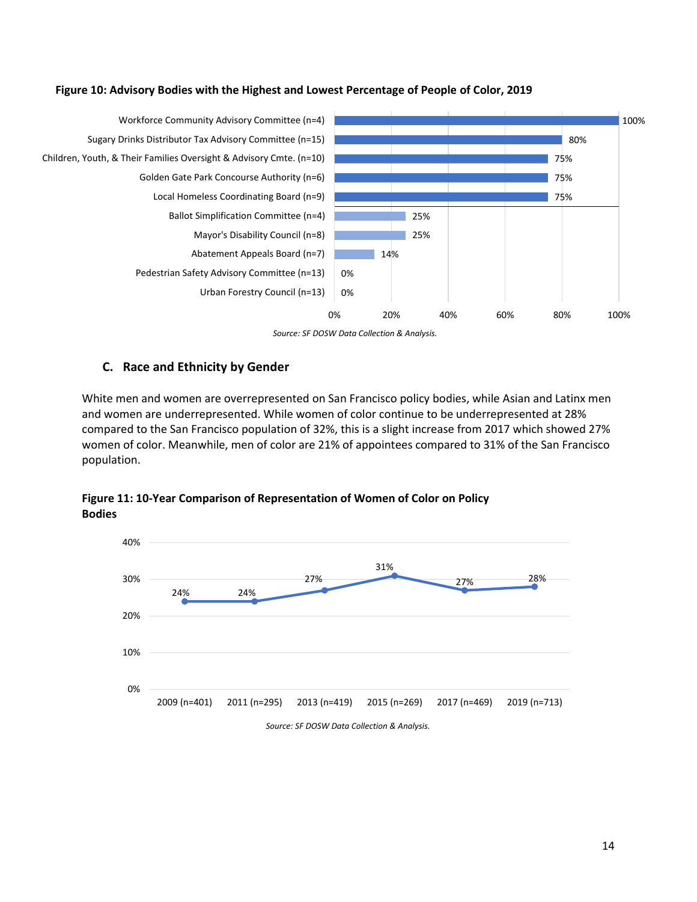**Figure 10: Advisory Bodies with the Highest and Lowest Percentage of People of Color, 2019**

| Advisory Body | Percentage of People of Color |
|---|---|
| Workforce Community Advisory Committee (n=4) | 100% |
| Sugary Drinks Distributor Tax Advisory Committee (n=15) | 80% |
| Children, Youth, & Their Families Oversight & Advisory Cmte. (n=10) | 75% |
| Golden Gate Park Concourse Authority (n=6) | 75% |
| Local Homeless Coordinating Board (n=9) | 75% |
| Ballot Simplification Committee (n=4) | 25% |
| Mayor's Disability Council (n=8) | 25% |
| Abatement Appeals Board (n=7) | 14% |
| Pedestrian Safety Advisory Committee (n=13) | 0% |
| Urban Forestry Council (n=13) | 0% |

*Source: SF DOSW Data Collection & Analysis.*

### C. Race and Ethnicity by Gender

White men and women are overrepresented on San Francisco policy bodies, while Asian and Latinx men and women are underrepresented. While women of color continue to be underrepresented at 28% compared to the San Francisco population of 32%, this is a slight increase from 2017 which showed 27% women of color. Meanwhile, men of color are 21% of appointees compared to 31% of the San Francisco population.

**Figure 11: 10-Year Comparison of Representation of Women of Color on Policy Bodies**

| Year | Women of Color |
|---|---|
| 2009 (n=401) | 24% |
| 2011 (n=295) | 24% |
| 2013 (n=419) | 27% |
| 2015 (n=269) | 31% |
| 2017 (n=469) | 27% |
| 2019 (n=713) | 28% |

*Source: SF DOSW Data Collection & Analysis.*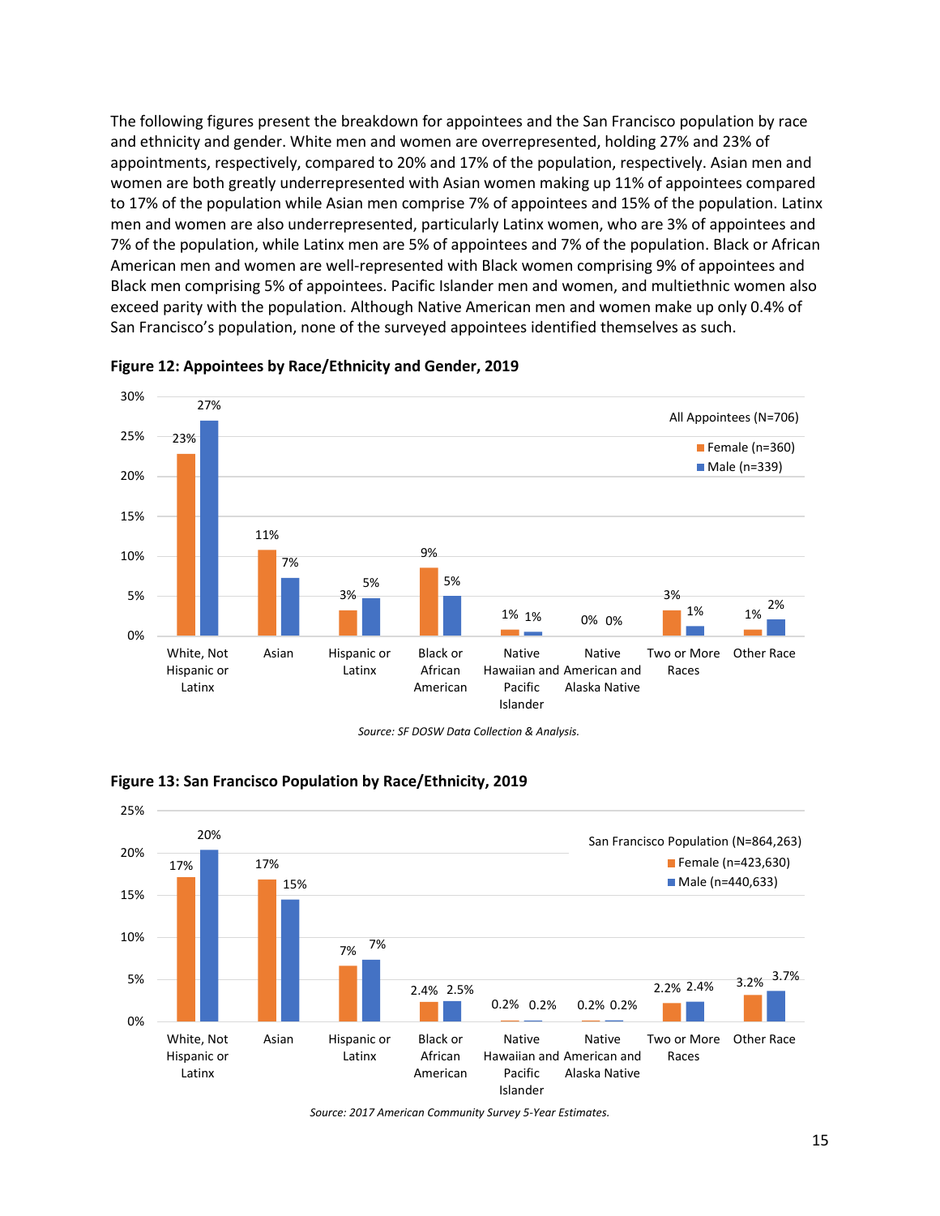The following figures present the breakdown for appointees and the San Francisco population by race and ethnicity and gender. White men and women are overrepresented, holding 27% and 23% of appointments, respectively, compared to 20% and 17% of the population, respectively. Asian men and women are both greatly underrepresented with Asian women making up 11% of appointees compared to 17% of the population while Asian men comprise 7% of appointees and 15% of the population. Latinx men and women are also underrepresented, particularly Latinx women, who are 3% of appointees and 7% of the population, while Latinx men are 5% of appointees and 7% of the population. Black or African American men and women are well-represented with Black women comprising 9% of appointees and Black men comprising 5% of appointees. Pacific Islander men and women, and multiethnic women also exceed parity with the population. Although Native American men and women make up only 0.4% of San Francisco's population, none of the surveyed appointees identified themselves as such.

**Figure 12: Appointees by Race/Ethnicity and Gender, 2019**

All Appointees (N=706)

| Race/Ethnicity | Female (n=360) | Male (n=339) |
|---|---|---|
| White, Not Hispanic or Latinx | 23% | 27% |
| Asian | 11% | 7% |
| Hispanic or Latinx | 3% | 5% |
| Black or African American | 9% | 5% |
| Native Hawaiian and Pacific Islander | 1% | 1% |
| Native American and Alaska Native | 0% | 0% |
| Two or More Races | 3% | 1% |
| Other Race | 1% | 2% |

*Source: SF DOSW Data Collection & Analysis.*

**Figure 13: San Francisco Population by Race/Ethnicity, 2019**

San Francisco Population (N=864,263)

| Race/Ethnicity | Female (n=423,630) | Male (n=440,633) |
|---|---|---|
| White, Not Hispanic or Latinx | 17% | 20% |
| Asian | 17% | 15% |
| Hispanic or Latinx | 7% | 7% |
| Black or African American | 2.4% | 2.5% |
| Native Hawaiian and Pacific Islander | 0.2% | 0.2% |
| Native American and Alaska Native | 0.2% | 0.2% |
| Two or More Races | 2.2% | 2.4% |
| Other Race | 3.2% | 3.7% |

*Source: 2017 American Community Survey 5-Year Estimates.*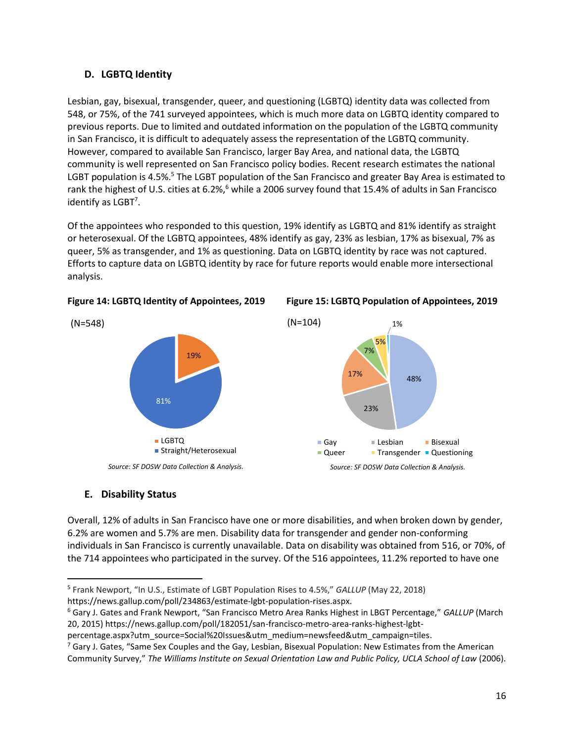### D. LGBTQ Identity

Lesbian, gay, bisexual, transgender, queer, and questioning (LGBTQ) identity data was collected from 548, or 75%, of the 741 surveyed appointees, which is much more data on LGBTQ identity compared to previous reports. Due to limited and outdated information on the population of the LGBTQ community in San Francisco, it is difficult to adequately assess the representation of the LGBTQ community. However, compared to available San Francisco, larger Bay Area, and national data, the LGBTQ community is well represented on San Francisco policy bodies. Recent research estimates the national LGBT population is 4.5%.[5] The LGBT population of the San Francisco and greater Bay Area is estimated to rank the highest of U.S. cities at 6.2%,[6] while a 2006 survey found that 15.4% of adults in San Francisco identify as LGBT[7].

Of the appointees who responded to this question, 19% identify as LGBTQ and 81% identify as straight or heterosexual. Of the LGBTQ appointees, 48% identify as gay, 23% as lesbian, 17% as bisexual, 7% as queer, 5% as transgender, and 1% as questioning. Data on LGBTQ identity by race was not captured. Efforts to capture data on LGBTQ identity by race for future reports would enable more intersectional analysis.

**Figure 14: LGBTQ Identity of Appointees, 2019**

(N=548)

| Category | Percent |
|---|---|
| LGBTQ | 19% |
| Straight/Heterosexual | 81% |

*Source: SF DOSW Data Collection & Analysis.*

**Figure 15: LGBTQ Population of Appointees, 2019**

(N=104)

| Category | Percent |
|---|---|
| Gay | 48% |
| Lesbian | 23% |
| Bisexual | 17% |
| Queer | 7% |
| Transgender | 5% |
| Questioning | 1% |

*Source: SF DOSW Data Collection & Analysis.*

### E. Disability Status

Overall, 12% of adults in San Francisco have one or more disabilities, and when broken down by gender, 6.2% are women and 5.7% are men. Disability data for transgender and gender non-conforming individuals in San Francisco is currently unavailable. Data on disability was obtained from 516, or 70%, of the 714 appointees who participated in the survey. Of the 516 appointees, 11.2% reported to have one

---

[5] Frank Newport, "In U.S., Estimate of LGBT Population Rises to 4.5%," *GALLUP* (May 22, 2018) https://news.gallup.com/poll/234863/estimate-lgbt-population-rises.aspx.

[6] Gary J. Gates and Frank Newport, "San Francisco Metro Area Ranks Highest in LBGT Percentage," *GALLUP* (March 20, 2015) https://news.gallup.com/poll/182051/san-francisco-metro-area-ranks-highest-lgbt-percentage.aspx?utm_source=Social%20Issues&utm_medium=newsfeed&utm_campaign=tiles.

[7] Gary J. Gates, "Same Sex Couples and the Gay, Lesbian, Bisexual Population: New Estimates from the American Community Survey," *The Williams Institute on Sexual Orientation Law and Public Policy, UCLA School of Law* (2006).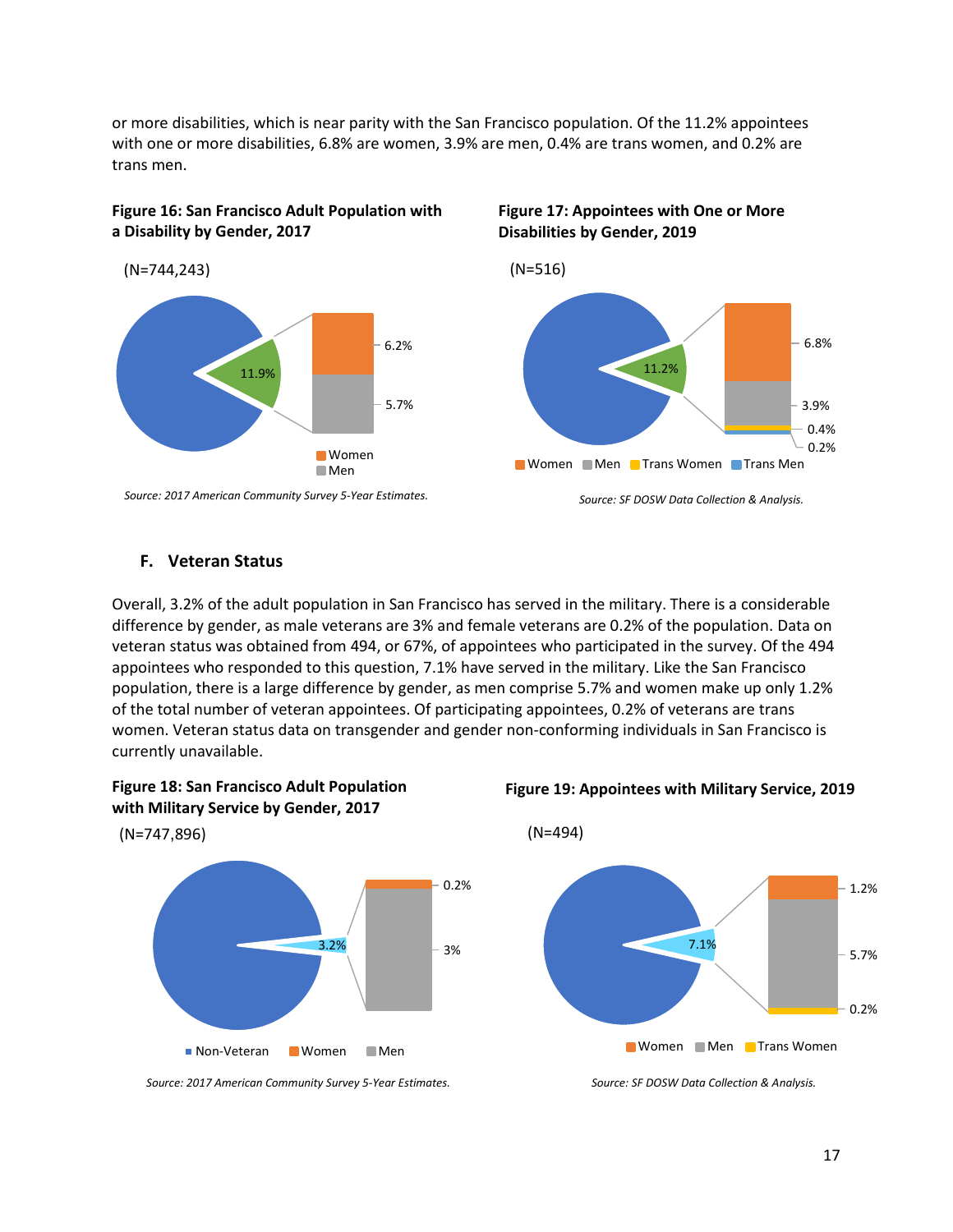or more disabilities, which is near parity with the San Francisco population. Of the 11.2% appointees with one or more disabilities, 6.8% are women, 3.9% are men, 0.4% are trans women, and 0.2% are trans men.

**Figure 16: San Francisco Adult Population with a Disability by Gender, 2017**

(N=744,243)

*Source: 2017 American Community Survey 5-Year Estimates.*

**Figure 17: Appointees with One or More Disabilities by Gender, 2019**

(N=516)

*Source: SF DOSW Data Collection & Analysis.*

### F. Veteran Status

Overall, 3.2% of the adult population in San Francisco has served in the military. There is a considerable difference by gender, as male veterans are 3% and female veterans are 0.2% of the population. Data on veteran status was obtained from 494, or 67%, of appointees who participated in the survey. Of the 494 appointees who responded to this question, 7.1% have served in the military. Like the San Francisco population, there is a large difference by gender, as men comprise 5.7% and women make up only 1.2% of the total number of veteran appointees. Of participating appointees, 0.2% of veterans are trans women. Veteran status data on transgender and gender non-conforming individuals in San Francisco is currently unavailable.

**Figure 18: San Francisco Adult Population with Military Service by Gender, 2017**

(N=747,896)

*Source: 2017 American Community Survey 5-Year Estimates.*

**Figure 19: Appointees with Military Service, 2019**

(N=494)

*Source: SF DOSW Data Collection & Analysis.*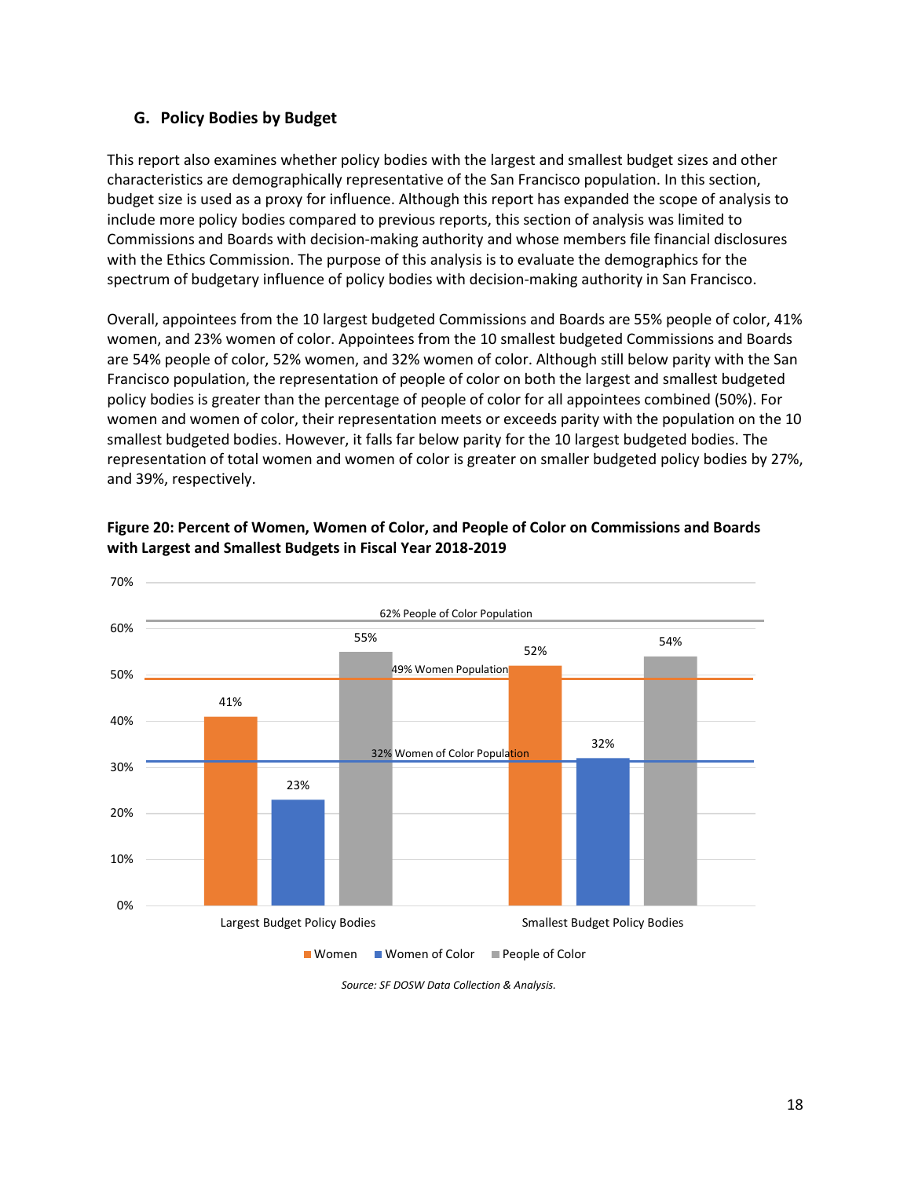### G. Policy Bodies by Budget

This report also examines whether policy bodies with the largest and smallest budget sizes and other characteristics are demographically representative of the San Francisco population. In this section, budget size is used as a proxy for influence. Although this report has expanded the scope of analysis to include more policy bodies compared to previous reports, this section of analysis was limited to Commissions and Boards with decision-making authority and whose members file financial disclosures with the Ethics Commission. The purpose of this analysis is to evaluate the demographics for the spectrum of budgetary influence of policy bodies with decision-making authority in San Francisco.

Overall, appointees from the 10 largest budgeted Commissions and Boards are 55% people of color, 41% women, and 23% women of color. Appointees from the 10 smallest budgeted Commissions and Boards are 54% people of color, 52% women, and 32% women of color. Although still below parity with the San Francisco population, the representation of people of color on both the largest and smallest budgeted policy bodies is greater than the percentage of people of color for all appointees combined (50%). For women and women of color, their representation meets or exceeds parity with the population on the 10 smallest budgeted bodies. However, it falls far below parity for the 10 largest budgeted bodies. The representation of total women and women of color is greater on smaller budgeted policy bodies by 27%, and 39%, respectively.

**Figure 20: Percent of Women, Women of Color, and People of Color on Commissions and Boards with Largest and Smallest Budgets in Fiscal Year 2018-2019**

| | Women | Women of Color | People of Color |
|---|---|---|---|
| Largest Budget Policy Bodies | 41% | 23% | 55% |
| Smallest Budget Policy Bodies | 52% | 32% | 54% |

Reference lines: 62% People of Color Population; 49% Women Population; 32% Women of Color Population

*Source: SF DOSW Data Collection & Analysis.*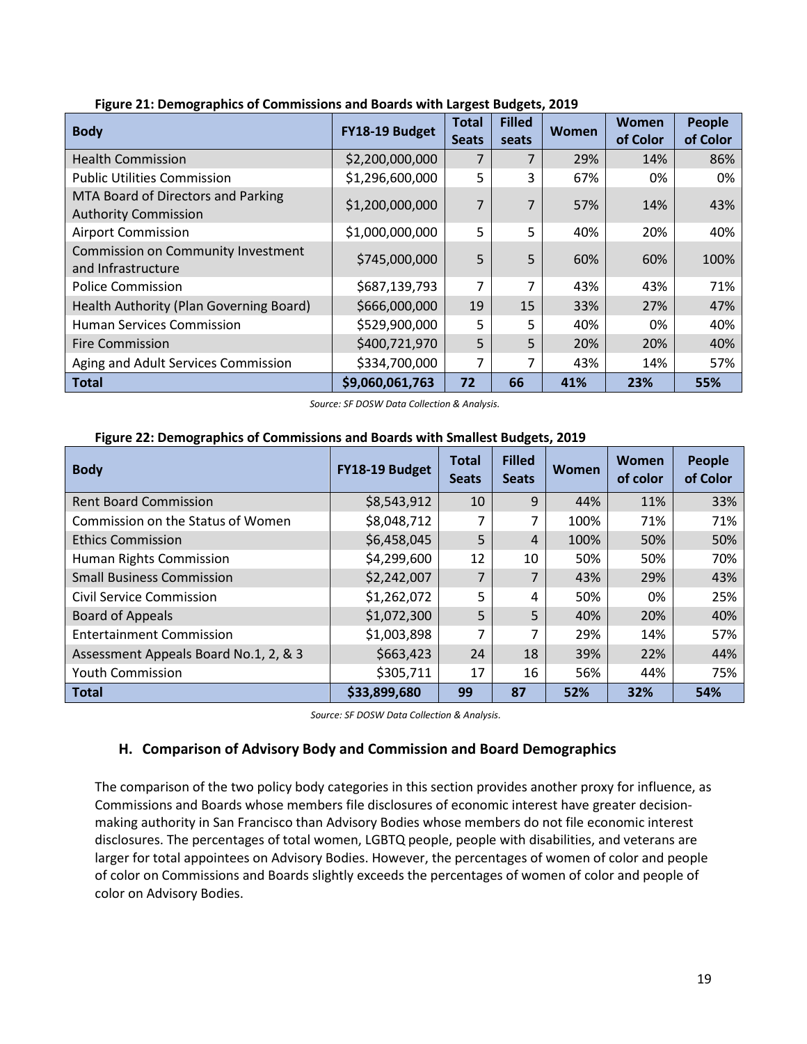**Figure 21: Demographics of Commissions and Boards with Largest Budgets, 2019**

| Body | FY18-19 Budget | Total Seats | Filled seats | Women | Women of Color | People of Color |
|---|---|---|---|---|---|---|
| Health Commission | $2,200,000,000 | 7 | 7 | 29% | 14% | 86% |
| Public Utilities Commission | $1,296,600,000 | 5 | 3 | 67% | 0% | 0% |
| MTA Board of Directors and Parking Authority Commission | $1,200,000,000 | 7 | 7 | 57% | 14% | 43% |
| Airport Commission | $1,000,000,000 | 5 | 5 | 40% | 20% | 40% |
| Commission on Community Investment and Infrastructure | $745,000,000 | 5 | 5 | 60% | 60% | 100% |
| Police Commission | $687,139,793 | 7 | 7 | 43% | 43% | 71% |
| Health Authority (Plan Governing Board) | $666,000,000 | 19 | 15 | 33% | 27% | 47% |
| Human Services Commission | $529,900,000 | 5 | 5 | 40% | 0% | 40% |
| Fire Commission | $400,721,970 | 5 | 5 | 20% | 20% | 40% |
| Aging and Adult Services Commission | $334,700,000 | 7 | 7 | 43% | 14% | 57% |
| **Total** | **$9,060,061,763** | **72** | **66** | **41%** | **23%** | **55%** |

*Source: SF DOSW Data Collection & Analysis.*

**Figure 22: Demographics of Commissions and Boards with Smallest Budgets, 2019**

| Body | FY18-19 Budget | Total Seats | Filled Seats | Women | Women of color | People of Color |
|---|---|---|---|---|---|---|
| Rent Board Commission | $8,543,912 | 10 | 9 | 44% | 11% | 33% |
| Commission on the Status of Women | $8,048,712 | 7 | 7 | 100% | 71% | 71% |
| Ethics Commission | $6,458,045 | 5 | 4 | 100% | 50% | 50% |
| Human Rights Commission | $4,299,600 | 12 | 10 | 50% | 50% | 70% |
| Small Business Commission | $2,242,007 | 7 | 7 | 43% | 29% | 43% |
| Civil Service Commission | $1,262,072 | 5 | 4 | 50% | 0% | 25% |
| Board of Appeals | $1,072,300 | 5 | 5 | 40% | 20% | 40% |
| Entertainment Commission | $1,003,898 | 7 | 7 | 29% | 14% | 57% |
| Assessment Appeals Board No.1, 2, & 3 | $663,423 | 24 | 18 | 39% | 22% | 44% |
| Youth Commission | $305,711 | 17 | 16 | 56% | 44% | 75% |
| **Total** | **$33,899,680** | **99** | **87** | **52%** | **32%** | **54%** |

*Source: SF DOSW Data Collection & Analysis.*

### H. Comparison of Advisory Body and Commission and Board Demographics

The comparison of the two policy body categories in this section provides another proxy for influence, as Commissions and Boards whose members file disclosures of economic interest have greater decision-making authority in San Francisco than Advisory Bodies whose members do not file economic interest disclosures. The percentages of total women, LGBTQ people, people with disabilities, and veterans are larger for total appointees on Advisory Bodies. However, the percentages of women of color and people of color on Commissions and Boards slightly exceeds the percentages of women of color and people of color on Advisory Bodies.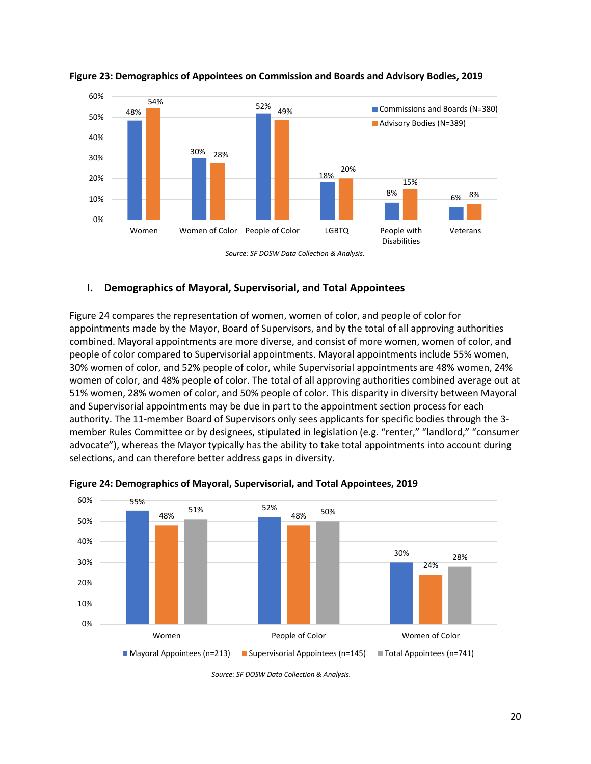**Figure 23: Demographics of Appointees on Commission and Boards and Advisory Bodies, 2019**

| | Commissions and Boards (N=380) | Advisory Bodies (N=389) |
|---|---|---|
| Women | 48% | 54% |
| Women of Color | 30% | 28% |
| People of Color | 52% | 49% |
| LGBTQ | 18% | 20% |
| People with Disabilities | 8% | 15% |
| Veterans | 6% | 8% |

*Source: SF DOSW Data Collection & Analysis.*

## I. Demographics of Mayoral, Supervisorial, and Total Appointees

Figure 24 compares the representation of women, women of color, and people of color for appointments made by the Mayor, Board of Supervisors, and by the total of all approving authorities combined. Mayoral appointments are more diverse, and consist of more women, women of color, and people of color compared to Supervisorial appointments. Mayoral appointments include 55% women, 30% women of color, and 52% people of color, while Supervisorial appointments are 48% women, 24% women of color, and 48% people of color. The total of all approving authorities combined average out at 51% women, 28% women of color, and 50% people of color. This disparity in diversity between Mayoral and Supervisorial appointments may be due in part to the appointment section process for each authority. The 11-member Board of Supervisors only sees applicants for specific bodies through the 3-member Rules Committee or by designees, stipulated in legislation (e.g. "renter," "landlord," "consumer advocate"), whereas the Mayor typically has the ability to take total appointments into account during selections, and can therefore better address gaps in diversity.

**Figure 24: Demographics of Mayoral, Supervisorial, and Total Appointees, 2019**

| | Mayoral Appointees (n=213) | Supervisorial Appointees (n=145) | Total Appointees (n=741) |
|---|---|---|---|
| Women | 55% | 48% | 51% |
| People of Color | 52% | 48% | 50% |
| Women of Color | 30% | 24% | 28% |

*Source: SF DOSW Data Collection & Analysis.*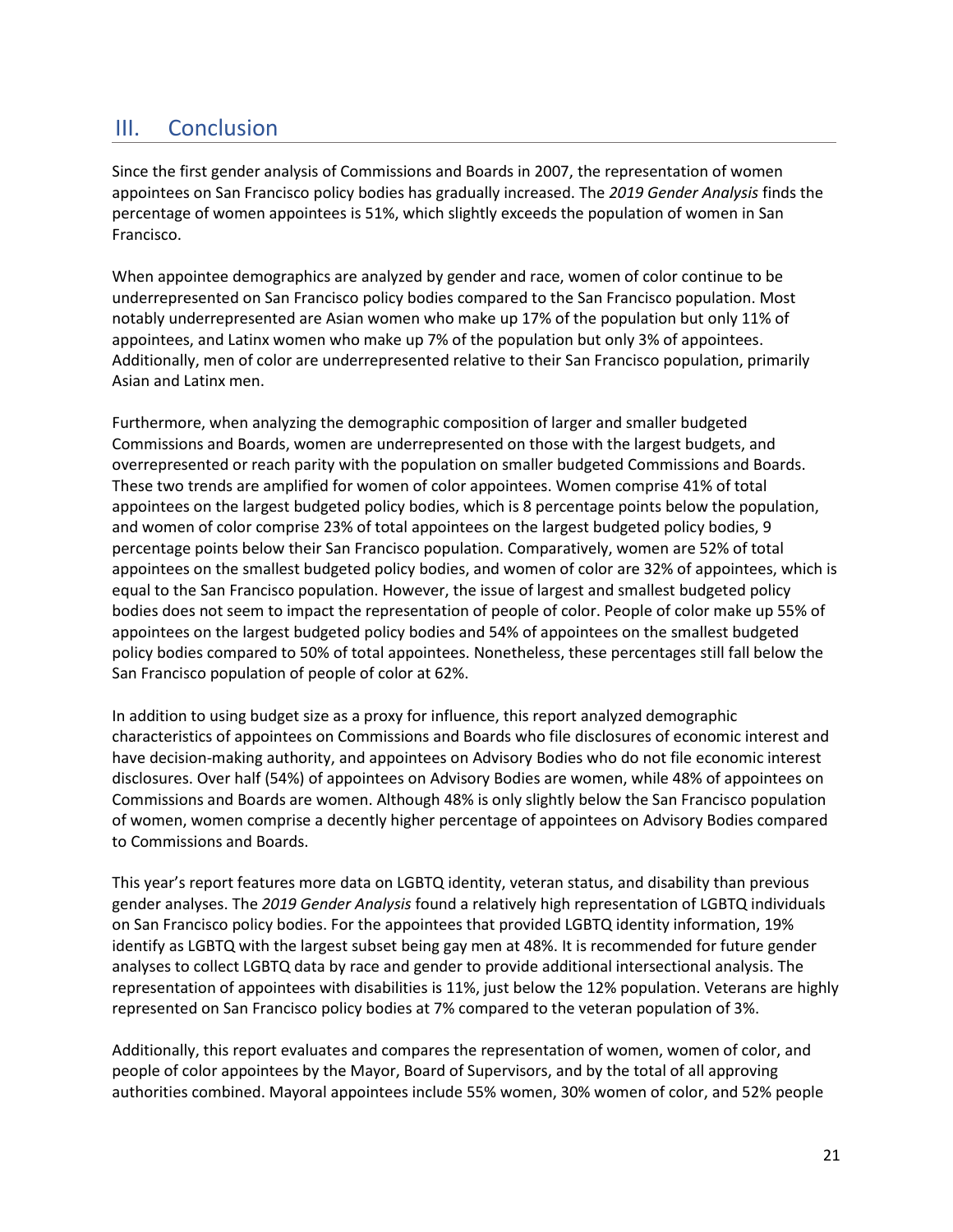## III. Conclusion

Since the first gender analysis of Commissions and Boards in 2007, the representation of women appointees on San Francisco policy bodies has gradually increased. The *2019 Gender Analysis* finds the percentage of women appointees is 51%, which slightly exceeds the population of women in San Francisco.

When appointee demographics are analyzed by gender and race, women of color continue to be underrepresented on San Francisco policy bodies compared to the San Francisco population. Most notably underrepresented are Asian women who make up 17% of the population but only 11% of appointees, and Latinx women who make up 7% of the population but only 3% of appointees. Additionally, men of color are underrepresented relative to their San Francisco population, primarily Asian and Latinx men.

Furthermore, when analyzing the demographic composition of larger and smaller budgeted Commissions and Boards, women are underrepresented on those with the largest budgets, and overrepresented or reach parity with the population on smaller budgeted Commissions and Boards. These two trends are amplified for women of color appointees. Women comprise 41% of total appointees on the largest budgeted policy bodies, which is 8 percentage points below the population, and women of color comprise 23% of total appointees on the largest budgeted policy bodies, 9 percentage points below their San Francisco population. Comparatively, women are 52% of total appointees on the smallest budgeted policy bodies, and women of color are 32% of appointees, which is equal to the San Francisco population. However, the issue of largest and smallest budgeted policy bodies does not seem to impact the representation of people of color. People of color make up 55% of appointees on the largest budgeted policy bodies and 54% of appointees on the smallest budgeted policy bodies compared to 50% of total appointees. Nonetheless, these percentages still fall below the San Francisco population of people of color at 62%.

In addition to using budget size as a proxy for influence, this report analyzed demographic characteristics of appointees on Commissions and Boards who file disclosures of economic interest and have decision-making authority, and appointees on Advisory Bodies who do not file economic interest disclosures. Over half (54%) of appointees on Advisory Bodies are women, while 48% of appointees on Commissions and Boards are women. Although 48% is only slightly below the San Francisco population of women, women comprise a decently higher percentage of appointees on Advisory Bodies compared to Commissions and Boards.

This year's report features more data on LGBTQ identity, veteran status, and disability than previous gender analyses. The *2019 Gender Analysis* found a relatively high representation of LGBTQ individuals on San Francisco policy bodies. For the appointees that provided LGBTQ identity information, 19% identify as LGBTQ with the largest subset being gay men at 48%. It is recommended for future gender analyses to collect LGBTQ data by race and gender to provide additional intersectional analysis. The representation of appointees with disabilities is 11%, just below the 12% population. Veterans are highly represented on San Francisco policy bodies at 7% compared to the veteran population of 3%.

Additionally, this report evaluates and compares the representation of women, women of color, and people of color appointees by the Mayor, Board of Supervisors, and by the total of all approving authorities combined. Mayoral appointees include 55% women, 30% women of color, and 52% people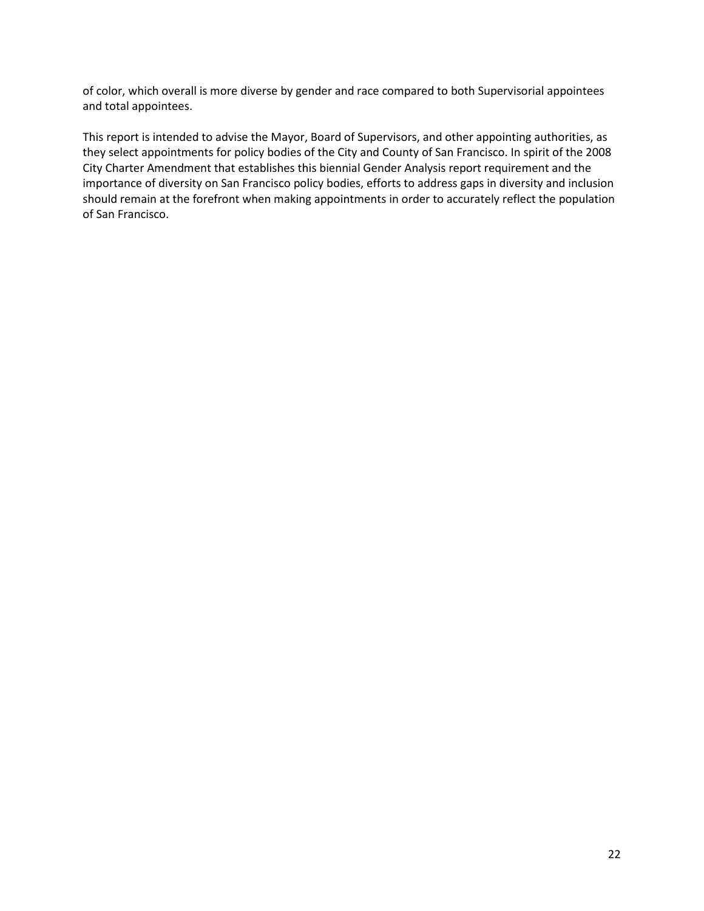of color, which overall is more diverse by gender and race compared to both Supervisorial appointees and total appointees.

This report is intended to advise the Mayor, Board of Supervisors, and other appointing authorities, as they select appointments for policy bodies of the City and County of San Francisco. In spirit of the 2008 City Charter Amendment that establishes this biennial Gender Analysis report requirement and the importance of diversity on San Francisco policy bodies, efforts to address gaps in diversity and inclusion should remain at the forefront when making appointments in order to accurately reflect the population of San Francisco.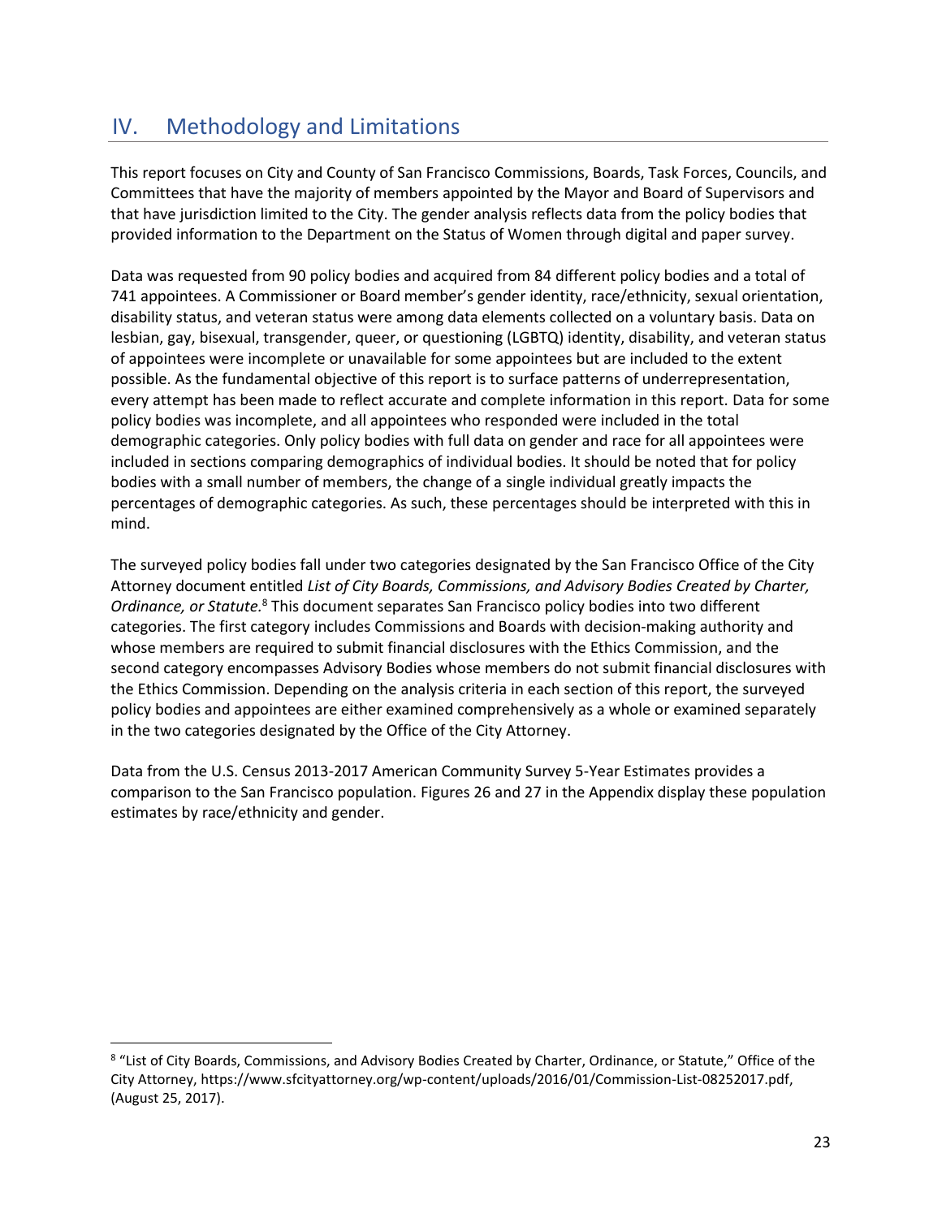## IV. Methodology and Limitations

This report focuses on City and County of San Francisco Commissions, Boards, Task Forces, Councils, and Committees that have the majority of members appointed by the Mayor and Board of Supervisors and that have jurisdiction limited to the City. The gender analysis reflects data from the policy bodies that provided information to the Department on the Status of Women through digital and paper survey.

Data was requested from 90 policy bodies and acquired from 84 different policy bodies and a total of 741 appointees. A Commissioner or Board member's gender identity, race/ethnicity, sexual orientation, disability status, and veteran status were among data elements collected on a voluntary basis. Data on lesbian, gay, bisexual, transgender, queer, or questioning (LGBTQ) identity, disability, and veteran status of appointees were incomplete or unavailable for some appointees but are included to the extent possible. As the fundamental objective of this report is to surface patterns of underrepresentation, every attempt has been made to reflect accurate and complete information in this report. Data for some policy bodies was incomplete, and all appointees who responded were included in the total demographic categories. Only policy bodies with full data on gender and race for all appointees were included in sections comparing demographics of individual bodies. It should be noted that for policy bodies with a small number of members, the change of a single individual greatly impacts the percentages of demographic categories. As such, these percentages should be interpreted with this in mind.

The surveyed policy bodies fall under two categories designated by the San Francisco Office of the City Attorney document entitled *List of City Boards, Commissions, and Advisory Bodies Created by Charter, Ordinance, or Statute.*[8] This document separates San Francisco policy bodies into two different categories. The first category includes Commissions and Boards with decision-making authority and whose members are required to submit financial disclosures with the Ethics Commission, and the second category encompasses Advisory Bodies whose members do not submit financial disclosures with the Ethics Commission. Depending on the analysis criteria in each section of this report, the surveyed policy bodies and appointees are either examined comprehensively as a whole or examined separately in the two categories designated by the Office of the City Attorney.

Data from the U.S. Census 2013-2017 American Community Survey 5-Year Estimates provides a comparison to the San Francisco population. Figures 26 and 27 in the Appendix display these population estimates by race/ethnicity and gender.

---

[8] "List of City Boards, Commissions, and Advisory Bodies Created by Charter, Ordinance, or Statute," Office of the City Attorney, https://www.sfcityattorney.org/wp-content/uploads/2016/01/Commission-List-08252017.pdf, (August 25, 2017).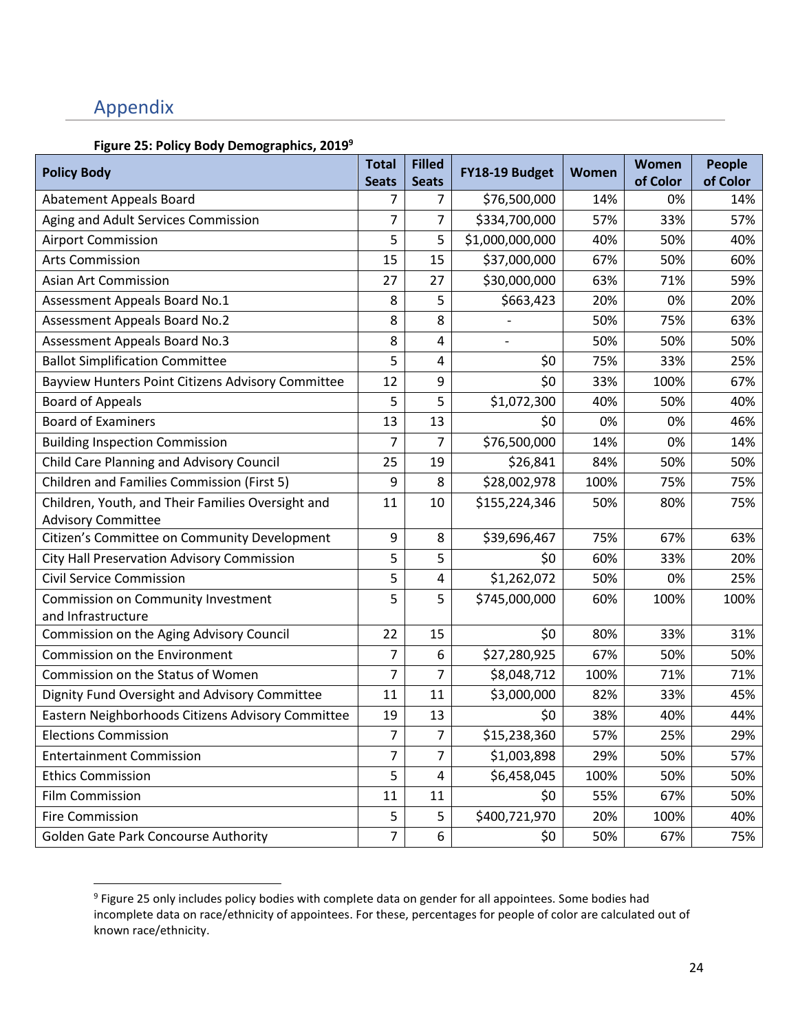## Appendix

**Figure 25: Policy Body Demographics, 2019[9]**

| Policy Body | Total Seats | Filled Seats | FY18-19 Budget | Women | Women of Color | People of Color |
|---|---|---|---|---|---|---|
| Abatement Appeals Board | 7 | 7 | $76,500,000 | 14% | 0% | 14% |
| Aging and Adult Services Commission | 7 | 7 | $334,700,000 | 57% | 33% | 57% |
| Airport Commission | 5 | 5 | $1,000,000,000 | 40% | 50% | 40% |
| Arts Commission | 15 | 15 | $37,000,000 | 67% | 50% | 60% |
| Asian Art Commission | 27 | 27 | $30,000,000 | 63% | 71% | 59% |
| Assessment Appeals Board No.1 | 8 | 5 | $663,423 | 20% | 0% | 20% |
| Assessment Appeals Board No.2 | 8 | 8 | - | 50% | 75% | 63% |
| Assessment Appeals Board No.3 | 8 | 4 | - | 50% | 50% | 50% |
| Ballot Simplification Committee | 5 | 4 | $0 | 75% | 33% | 25% |
| Bayview Hunters Point Citizens Advisory Committee | 12 | 9 | $0 | 33% | 100% | 67% |
| Board of Appeals | 5 | 5 | $1,072,300 | 40% | 50% | 40% |
| Board of Examiners | 13 | 13 | $0 | 0% | 0% | 46% |
| Building Inspection Commission | 7 | 7 | $76,500,000 | 14% | 0% | 14% |
| Child Care Planning and Advisory Council | 25 | 19 | $26,841 | 84% | 50% | 50% |
| Children and Families Commission (First 5) | 9 | 8 | $28,002,978 | 100% | 75% | 75% |
| Children, Youth, and Their Families Oversight and Advisory Committee | 11 | 10 | $155,224,346 | 50% | 80% | 75% |
| Citizen's Committee on Community Development | 9 | 8 | $39,696,467 | 75% | 67% | 63% |
| City Hall Preservation Advisory Commission | 5 | 5 | $0 | 60% | 33% | 20% |
| Civil Service Commission | 5 | 4 | $1,262,072 | 50% | 0% | 25% |
| Commission on Community Investment and Infrastructure | 5 | 5 | $745,000,000 | 60% | 100% | 100% |
| Commission on the Aging Advisory Council | 22 | 15 | $0 | 80% | 33% | 31% |
| Commission on the Environment | 7 | 6 | $27,280,925 | 67% | 50% | 50% |
| Commission on the Status of Women | 7 | 7 | $8,048,712 | 100% | 71% | 71% |
| Dignity Fund Oversight and Advisory Committee | 11 | 11 | $3,000,000 | 82% | 33% | 45% |
| Eastern Neighborhoods Citizens Advisory Committee | 19 | 13 | $0 | 38% | 40% | 44% |
| Elections Commission | 7 | 7 | $15,238,360 | 57% | 25% | 29% |
| Entertainment Commission | 7 | 7 | $1,003,898 | 29% | 50% | 57% |
| Ethics Commission | 5 | 4 | $6,458,045 | 100% | 50% | 50% |
| Film Commission | 11 | 11 | $0 | 55% | 67% | 50% |
| Fire Commission | 5 | 5 | $400,721,970 | 20% | 100% | 40% |
| Golden Gate Park Concourse Authority | 7 | 6 | $0 | 50% | 67% | 75% |

[9] Figure 25 only includes policy bodies with complete data on gender for all appointees. Some bodies had incomplete data on race/ethnicity of appointees. For these, percentages for people of color are calculated out of known race/ethnicity.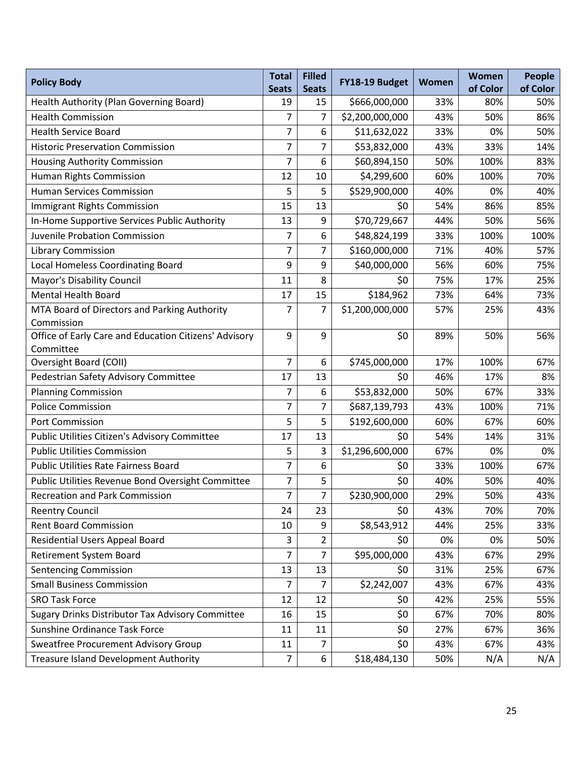| Policy Body | Total Seats | Filled Seats | FY18-19 Budget | Women | Women of Color | People of Color |
|---|---|---|---|---|---|---|
| Health Authority (Plan Governing Board) | 19 | 15 | $666,000,000 | 33% | 80% | 50% |
| Health Commission | 7 | 7 | $2,200,000,000 | 43% | 50% | 86% |
| Health Service Board | 7 | 6 | $11,632,022 | 33% | 0% | 50% |
| Historic Preservation Commission | 7 | 7 | $53,832,000 | 43% | 33% | 14% |
| Housing Authority Commission | 7 | 6 | $60,894,150 | 50% | 100% | 83% |
| Human Rights Commission | 12 | 10 | $4,299,600 | 60% | 100% | 70% |
| Human Services Commission | 5 | 5 | $529,900,000 | 40% | 0% | 40% |
| Immigrant Rights Commission | 15 | 13 | $0 | 54% | 86% | 85% |
| In-Home Supportive Services Public Authority | 13 | 9 | $70,729,667 | 44% | 50% | 56% |
| Juvenile Probation Commission | 7 | 6 | $48,824,199 | 33% | 100% | 100% |
| Library Commission | 7 | 7 | $160,000,000 | 71% | 40% | 57% |
| Local Homeless Coordinating Board | 9 | 9 | $40,000,000 | 56% | 60% | 75% |
| Mayor's Disability Council | 11 | 8 | $0 | 75% | 17% | 25% |
| Mental Health Board | 17 | 15 | $184,962 | 73% | 64% | 73% |
| MTA Board of Directors and Parking Authority Commission | 7 | 7 | $1,200,000,000 | 57% | 25% | 43% |
| Office of Early Care and Education Citizens' Advisory Committee | 9 | 9 | $0 | 89% | 50% | 56% |
| Oversight Board (COII) | 7 | 6 | $745,000,000 | 17% | 100% | 67% |
| Pedestrian Safety Advisory Committee | 17 | 13 | $0 | 46% | 17% | 8% |
| Planning Commission | 7 | 6 | $53,832,000 | 50% | 67% | 33% |
| Police Commission | 7 | 7 | $687,139,793 | 43% | 100% | 71% |
| Port Commission | 5 | 5 | $192,600,000 | 60% | 67% | 60% |
| Public Utilities Citizen's Advisory Committee | 17 | 13 | $0 | 54% | 14% | 31% |
| Public Utilities Commission | 5 | 3 | $1,296,600,000 | 67% | 0% | 0% |
| Public Utilities Rate Fairness Board | 7 | 6 | $0 | 33% | 100% | 67% |
| Public Utilities Revenue Bond Oversight Committee | 7 | 5 | $0 | 40% | 50% | 40% |
| Recreation and Park Commission | 7 | 7 | $230,900,000 | 29% | 50% | 43% |
| Reentry Council | 24 | 23 | $0 | 43% | 70% | 70% |
| Rent Board Commission | 10 | 9 | $8,543,912 | 44% | 25% | 33% |
| Residential Users Appeal Board | 3 | 2 | $0 | 0% | 0% | 50% |
| Retirement System Board | 7 | 7 | $95,000,000 | 43% | 67% | 29% |
| Sentencing Commission | 13 | 13 | $0 | 31% | 25% | 67% |
| Small Business Commission | 7 | 7 | $2,242,007 | 43% | 67% | 43% |
| SRO Task Force | 12 | 12 | $0 | 42% | 25% | 55% |
| Sugary Drinks Distributor Tax Advisory Committee | 16 | 15 | $0 | 67% | 70% | 80% |
| Sunshine Ordinance Task Force | 11 | 11 | $0 | 27% | 67% | 36% |
| Sweatfree Procurement Advisory Group | 11 | 7 | $0 | 43% | 67% | 43% |
| Treasure Island Development Authority | 7 | 6 | $18,484,130 | 50% | N/A | N/A |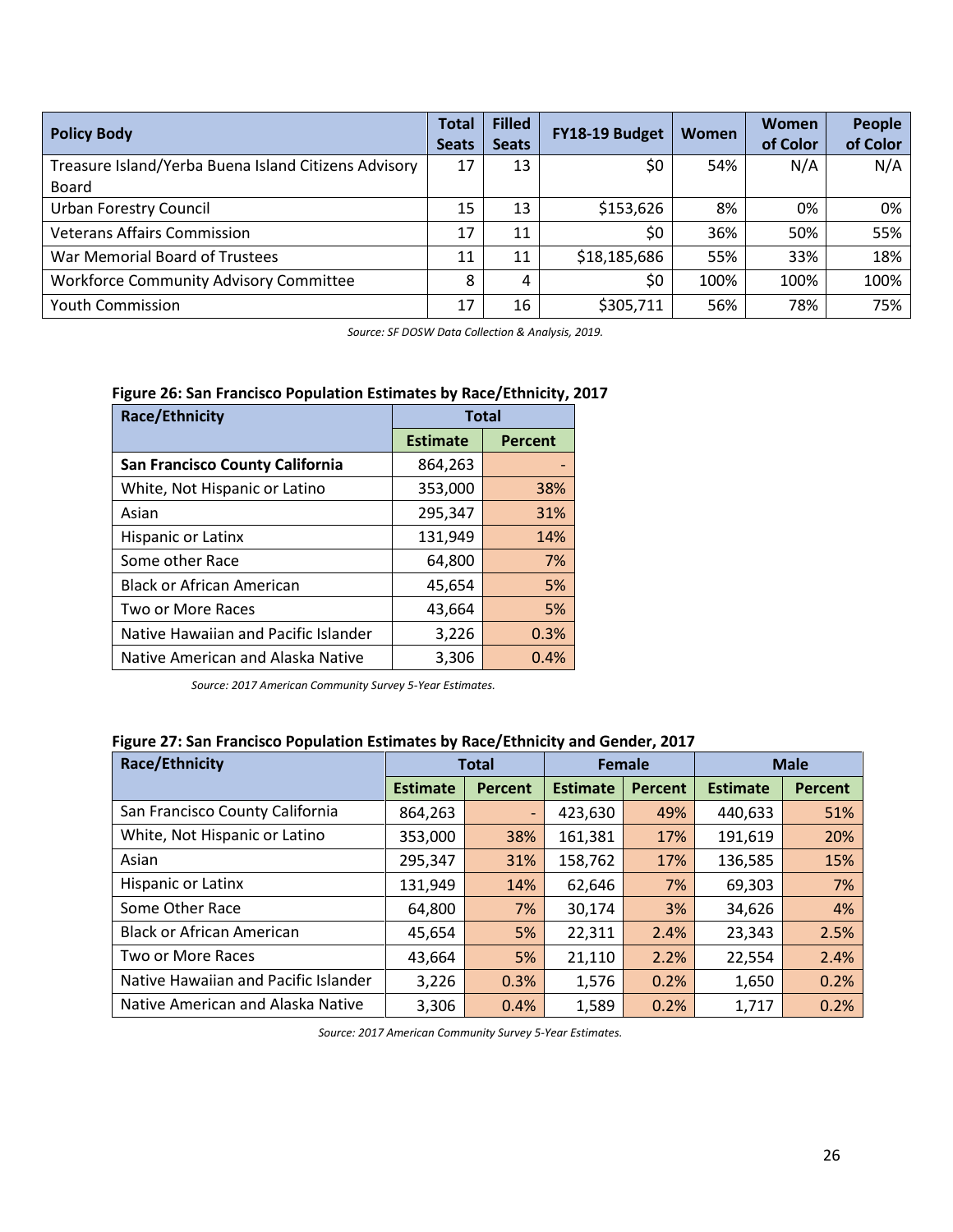| Policy Body | Total Seats | Filled Seats | FY18-19 Budget | Women | Women of Color | People of Color |
|---|---|---|---|---|---|---|
| Treasure Island/Yerba Buena Island Citizens Advisory Board | 17 | 13 | $0 | 54% | N/A | N/A |
| Urban Forestry Council | 15 | 13 | $153,626 | 8% | 0% | 0% |
| Veterans Affairs Commission | 17 | 11 | $0 | 36% | 50% | 55% |
| War Memorial Board of Trustees | 11 | 11 | $18,185,686 | 55% | 33% | 18% |
| Workforce Community Advisory Committee | 8 | 4 | $0 | 100% | 100% | 100% |
| Youth Commission | 17 | 16 | $305,711 | 56% | 78% | 75% |

*Source: SF DOSW Data Collection & Analysis, 2019.*

**Figure 26: San Francisco Population Estimates by Race/Ethnicity, 2017**

| Race/Ethnicity | Total | |
|---|---|---|
| | Estimate | Percent |
| **San Francisco County California** | 864,263 | - |
| White, Not Hispanic or Latino | 353,000 | 38% |
| Asian | 295,347 | 31% |
| Hispanic or Latinx | 131,949 | 14% |
| Some other Race | 64,800 | 7% |
| Black or African American | 45,654 | 5% |
| Two or More Races | 43,664 | 5% |
| Native Hawaiian and Pacific Islander | 3,226 | 0.3% |
| Native American and Alaska Native | 3,306 | 0.4% |

*Source: 2017 American Community Survey 5-Year Estimates.*

**Figure 27: San Francisco Population Estimates by Race/Ethnicity and Gender, 2017**

| Race/Ethnicity | Total | | Female | | Male | |
|---|---|---|---|---|---|---|
| | Estimate | Percent | Estimate | Percent | Estimate | Percent |
| San Francisco County California | 864,263 | - | 423,630 | 49% | 440,633 | 51% |
| White, Not Hispanic or Latino | 353,000 | 38% | 161,381 | 17% | 191,619 | 20% |
| Asian | 295,347 | 31% | 158,762 | 17% | 136,585 | 15% |
| Hispanic or Latinx | 131,949 | 14% | 62,646 | 7% | 69,303 | 7% |
| Some Other Race | 64,800 | 7% | 30,174 | 3% | 34,626 | 4% |
| Black or African American | 45,654 | 5% | 22,311 | 2.4% | 23,343 | 2.5% |
| Two or More Races | 43,664 | 5% | 21,110 | 2.2% | 22,554 | 2.4% |
| Native Hawaiian and Pacific Islander | 3,226 | 0.3% | 1,576 | 0.2% | 1,650 | 0.2% |
| Native American and Alaska Native | 3,306 | 0.4% | 1,589 | 0.2% | 1,717 | 0.2% |

*Source: 2017 American Community Survey 5-Year Estimates.*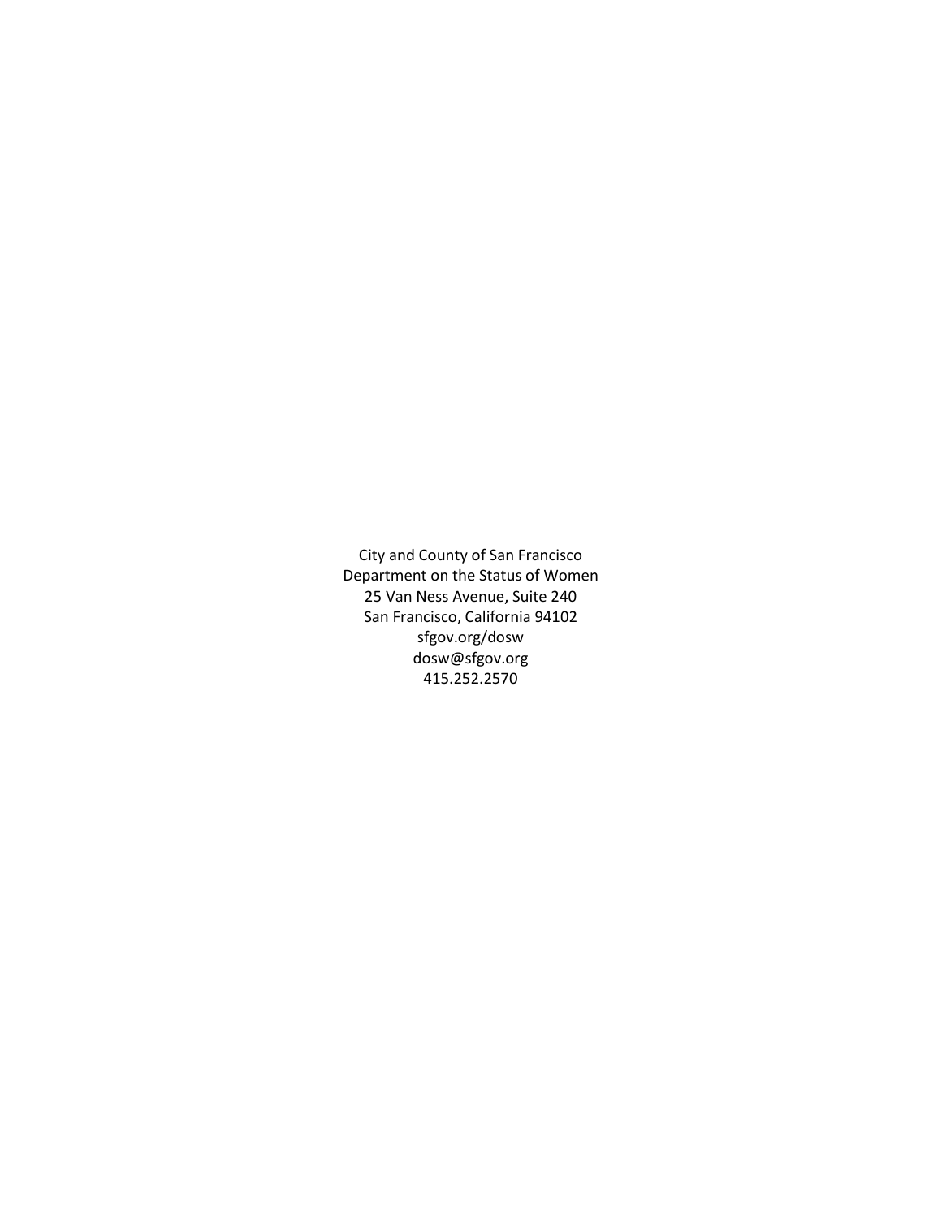City and County of San Francisco
Department on the Status of Women
25 Van Ness Avenue, Suite 240
San Francisco, California 94102
sfgov.org/dosw
dosw@sfgov.org
415.252.2570